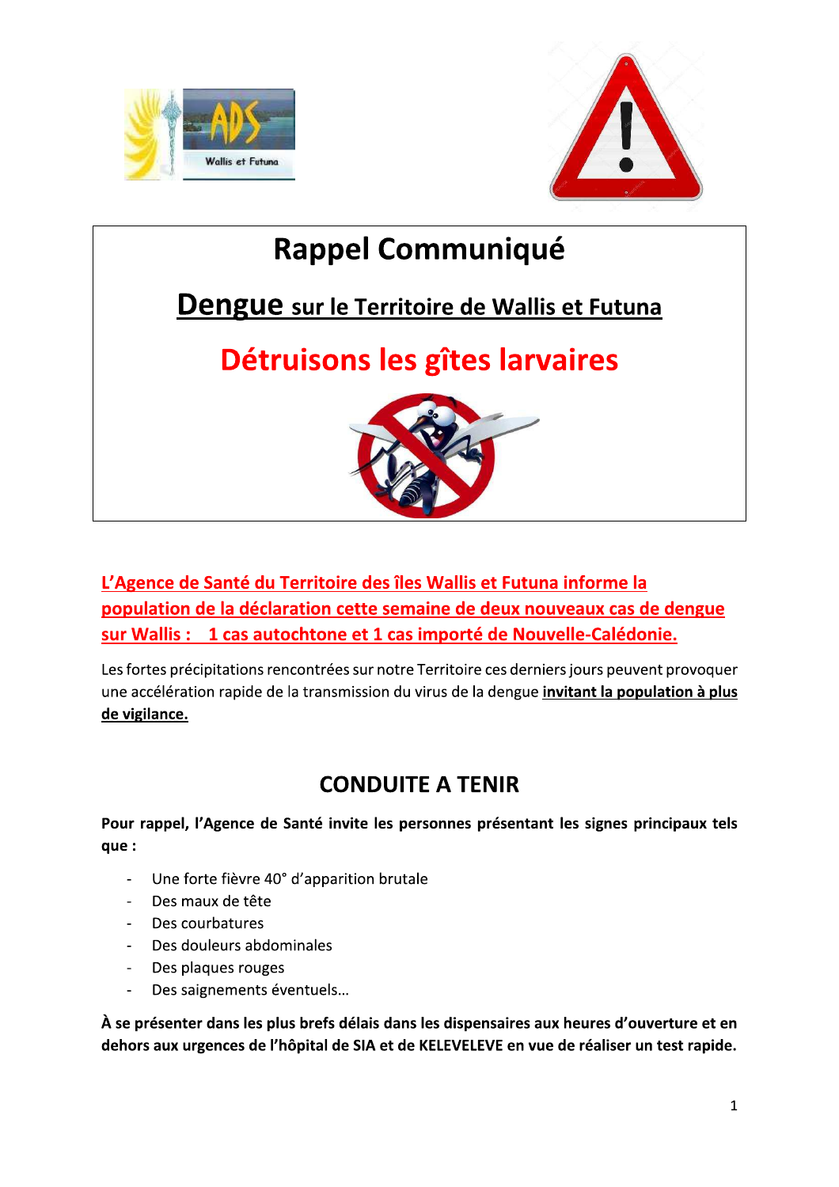# Rappel Communiqué

## Dengue sur le Territoire de Wallis et Futuna

## Détruisons les gîtes larvaires

**L'Agence de Santé du Territoire des îles Wallis et Futuna informe la population de la déclaration cette semaine de deux nouveaux cas de dengue sur Wallis : 1 cas autochtone et 1 cas importé de Nouvelle-Calédonie.**

Les fortes précipitations rencontrées sur notre Territoire ces derniers jours peuvent provoquer une accélération rapide de la transmission du virus de la dengue **invitant la population à plus de vigilance.**

## CONDUITE A TENIR

**Pour rappel, l'Agence de Santé invite les personnes présentant les signes principaux tels que :**

- Une forte fièvre 40° d'apparition brutale
- Des maux de tête
- Des courbatures
- Des douleurs abdominales
- Des plaques rouges
- Des saignements éventuels…

**À se présenter dans les plus brefs délais dans les dispensaires aux heures d'ouverture et en dehors aux urgences de l'hôpital de SIA et de KELEVELEVE en vue de réaliser un test rapide.**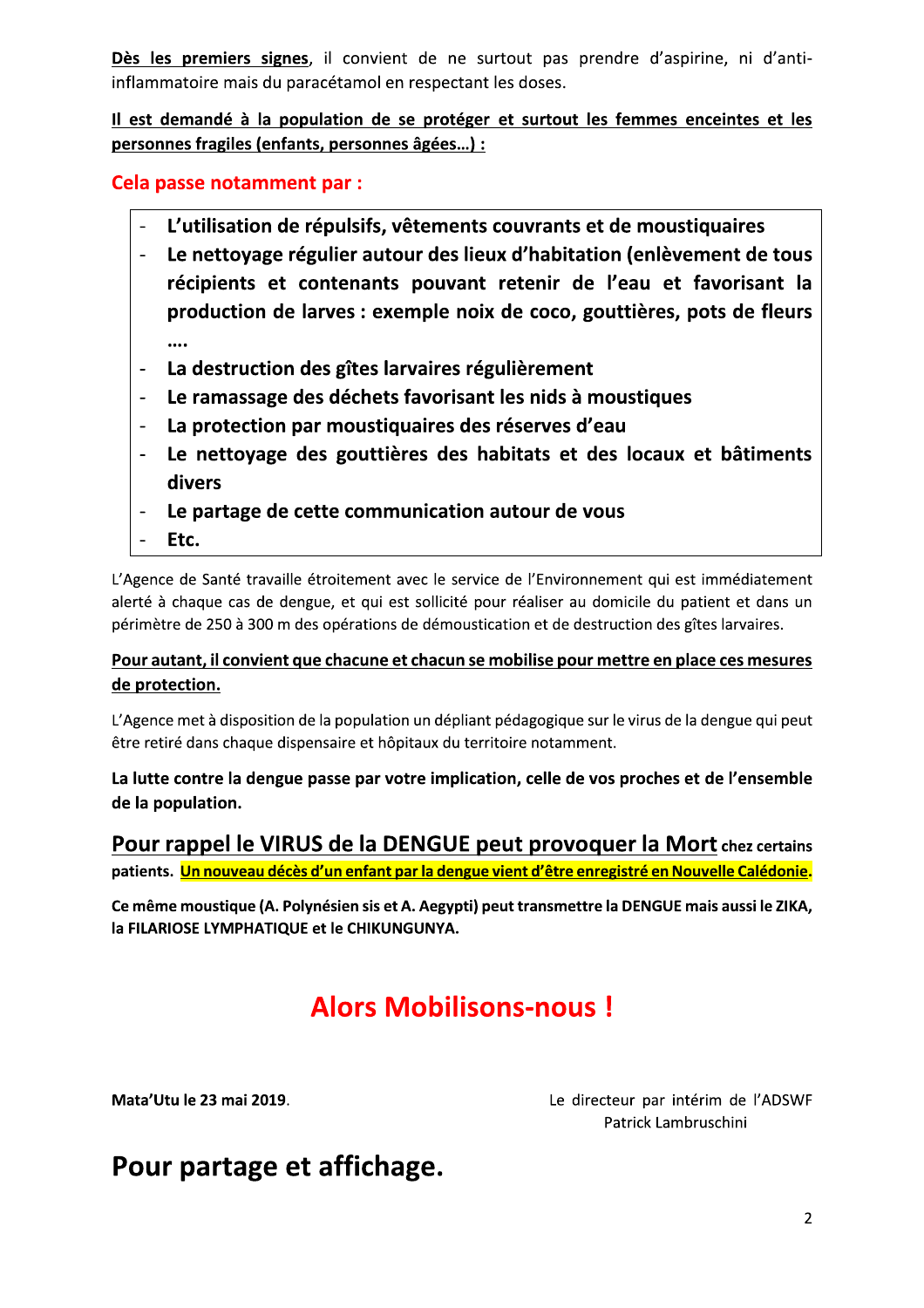**Dès les premiers signes**, il convient de ne surtout pas prendre d'aspirine, ni d'anti-inflammatoire mais du paracétamol en respectant les doses.

**Il est demandé à la population de se protéger et surtout les femmes enceintes et les personnes fragiles (enfants, personnes âgées…) :**

**Cela passe notamment par :**

- **L'utilisation de répulsifs, vêtements couvrants et de moustiquaires**
- **Le nettoyage régulier autour des lieux d'habitation (enlèvement de tous récipients et contenants pouvant retenir de l'eau et favorisant la production de larves : exemple noix de coco, gouttières, pots de fleurs ….**
- **La destruction des gîtes larvaires régulièrement**
- **Le ramassage des déchets favorisant les nids à moustiques**
- **La protection par moustiquaires des réserves d'eau**
- **Le nettoyage des gouttières des habitats et des locaux et bâtiments divers**
- **Le partage de cette communication autour de vous**
- **Etc.**

L'Agence de Santé travaille étroitement avec le service de l'Environnement qui est immédiatement alerté à chaque cas de dengue, et qui est sollicité pour réaliser au domicile du patient et dans un périmètre de 250 à 300 m des opérations de démoustication et de destruction des gîtes larvaires.

**Pour autant, il convient que chacune et chacun se mobilise pour mettre en place ces mesures de protection.**

L'Agence met à disposition de la population un dépliant pédagogique sur le virus de la dengue qui peut être retiré dans chaque dispensaire et hôpitaux du territoire notamment.

**La lutte contre la dengue passe par votre implication, celle de vos proches et de l'ensemble de la population.**

**Pour rappel le VIRUS de la DENGUE peut provoquer la Mort chez certains patients. Un nouveau décès d'un enfant par la dengue vient d'être enregistré en Nouvelle Calédonie.**

**Ce même moustique (A. Polynésien sis et A. Aegypti) peut transmettre la DENGUE mais aussi le ZIKA, la FILARIOSE LYMPHATIQUE et le CHIKUNGUNYA.**

## Alors Mobilisons-nous !

**Mata'Utu le 23 mai 2019**.

Le directeur par intérim de l'ADSWF
Patrick Lambruschini

# Pour partage et affichage.